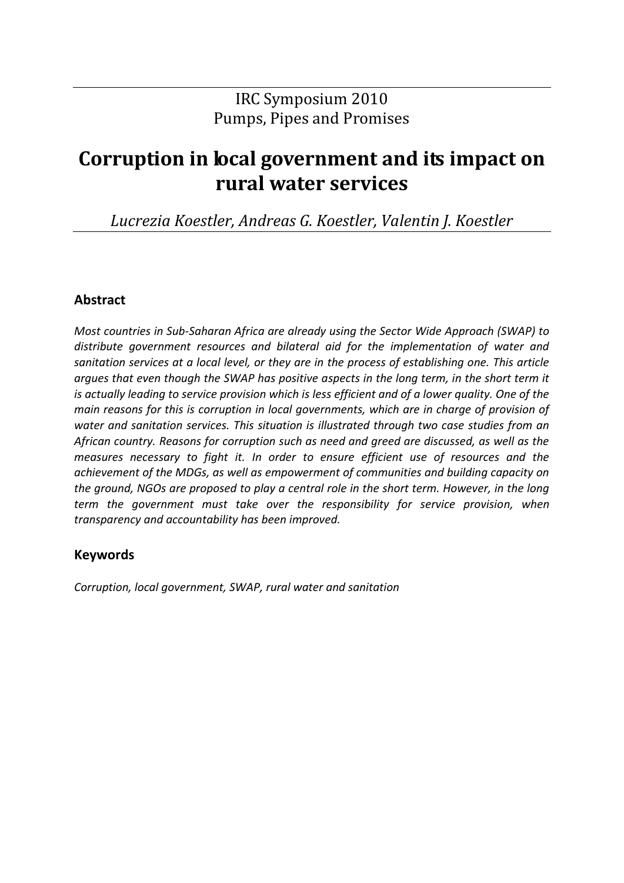IRC Symposium 2010
Pumps, Pipes and Promises

# Corruption in local government and its impact on rural water services

*Lucrezia Koestler, Andreas G. Koestler, Valentin J. Koestler*

## Abstract

*Most countries in Sub-Saharan Africa are already using the Sector Wide Approach (SWAP) to distribute government resources and bilateral aid for the implementation of water and sanitation services at a local level, or they are in the process of establishing one. This article argues that even though the SWAP has positive aspects in the long term, in the short term it is actually leading to service provision which is less efficient and of a lower quality. One of the main reasons for this is corruption in local governments, which are in charge of provision of water and sanitation services. This situation is illustrated through two case studies from an African country. Reasons for corruption such as need and greed are discussed, as well as the measures necessary to fight it. In order to ensure efficient use of resources and the achievement of the MDGs, as well as empowerment of communities and building capacity on the ground, NGOs are proposed to play a central role in the short term. However, in the long term the government must take over the responsibility for service provision, when transparency and accountability has been improved.*

## Keywords

*Corruption, local government, SWAP, rural water and sanitation*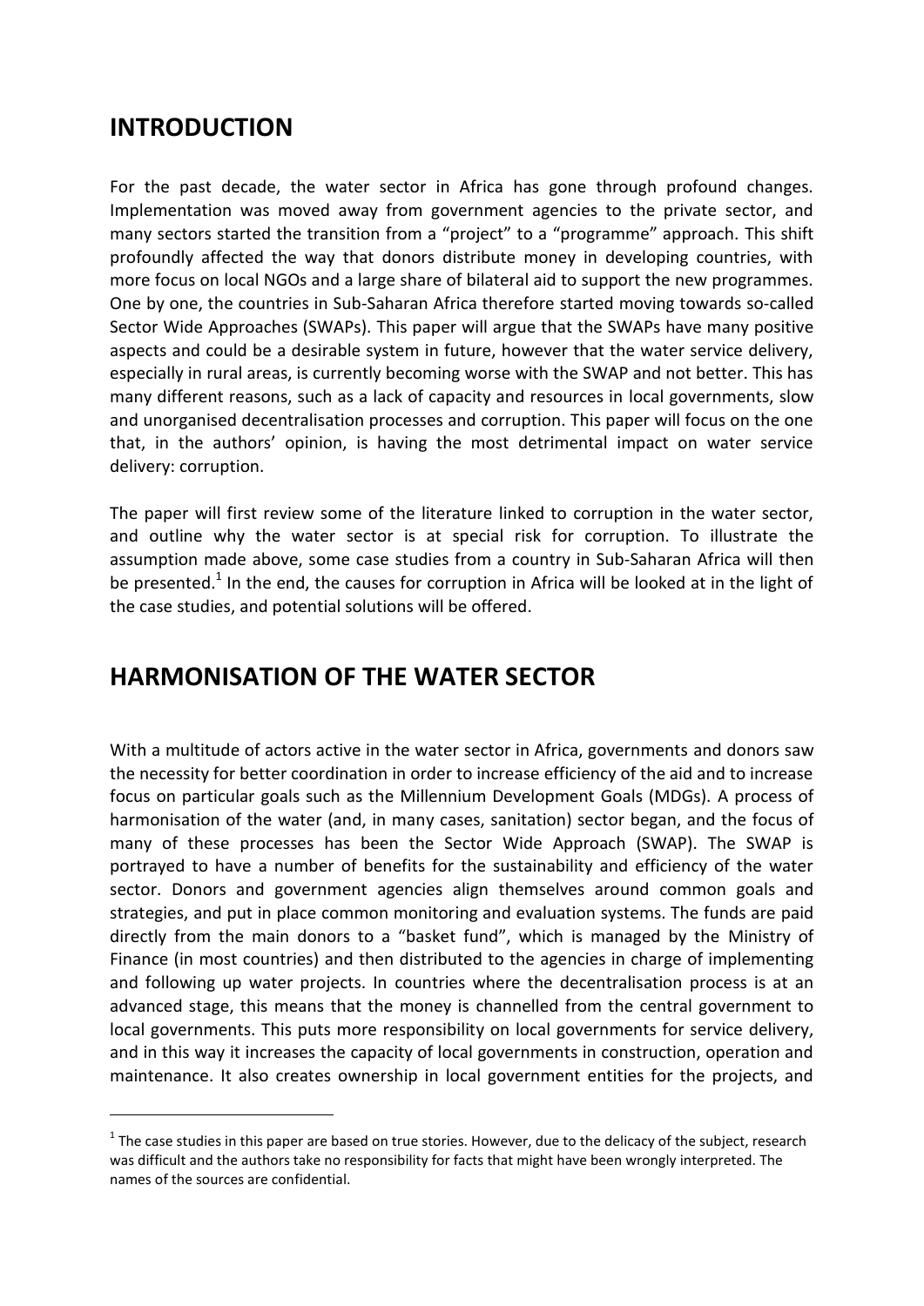# INTRODUCTION

For the past decade, the water sector in Africa has gone through profound changes. Implementation was moved away from government agencies to the private sector, and many sectors started the transition from a "project" to a "programme" approach. This shift profoundly affected the way that donors distribute money in developing countries, with more focus on local NGOs and a large share of bilateral aid to support the new programmes. One by one, the countries in Sub-Saharan Africa therefore started moving towards so-called Sector Wide Approaches (SWAPs). This paper will argue that the SWAPs have many positive aspects and could be a desirable system in future, however that the water service delivery, especially in rural areas, is currently becoming worse with the SWAP and not better. This has many different reasons, such as a lack of capacity and resources in local governments, slow and unorganised decentralisation processes and corruption. This paper will focus on the one that, in the authors' opinion, is having the most detrimental impact on water service delivery: corruption.

The paper will first review some of the literature linked to corruption in the water sector, and outline why the water sector is at special risk for corruption. To illustrate the assumption made above, some case studies from a country in Sub-Saharan Africa will then be presented.[1] In the end, the causes for corruption in Africa will be looked at in the light of the case studies, and potential solutions will be offered.

# HARMONISATION OF THE WATER SECTOR

With a multitude of actors active in the water sector in Africa, governments and donors saw the necessity for better coordination in order to increase efficiency of the aid and to increase focus on particular goals such as the Millennium Development Goals (MDGs). A process of harmonisation of the water (and, in many cases, sanitation) sector began, and the focus of many of these processes has been the Sector Wide Approach (SWAP). The SWAP is portrayed to have a number of benefits for the sustainability and efficiency of the water sector. Donors and government agencies align themselves around common goals and strategies, and put in place common monitoring and evaluation systems. The funds are paid directly from the main donors to a "basket fund", which is managed by the Ministry of Finance (in most countries) and then distributed to the agencies in charge of implementing and following up water projects. In countries where the decentralisation process is at an advanced stage, this means that the money is channelled from the central government to local governments. This puts more responsibility on local governments for service delivery, and in this way it increases the capacity of local governments in construction, operation and maintenance. It also creates ownership in local government entities for the projects, and

[1] The case studies in this paper are based on true stories. However, due to the delicacy of the subject, research was difficult and the authors take no responsibility for facts that might have been wrongly interpreted. The names of the sources are confidential.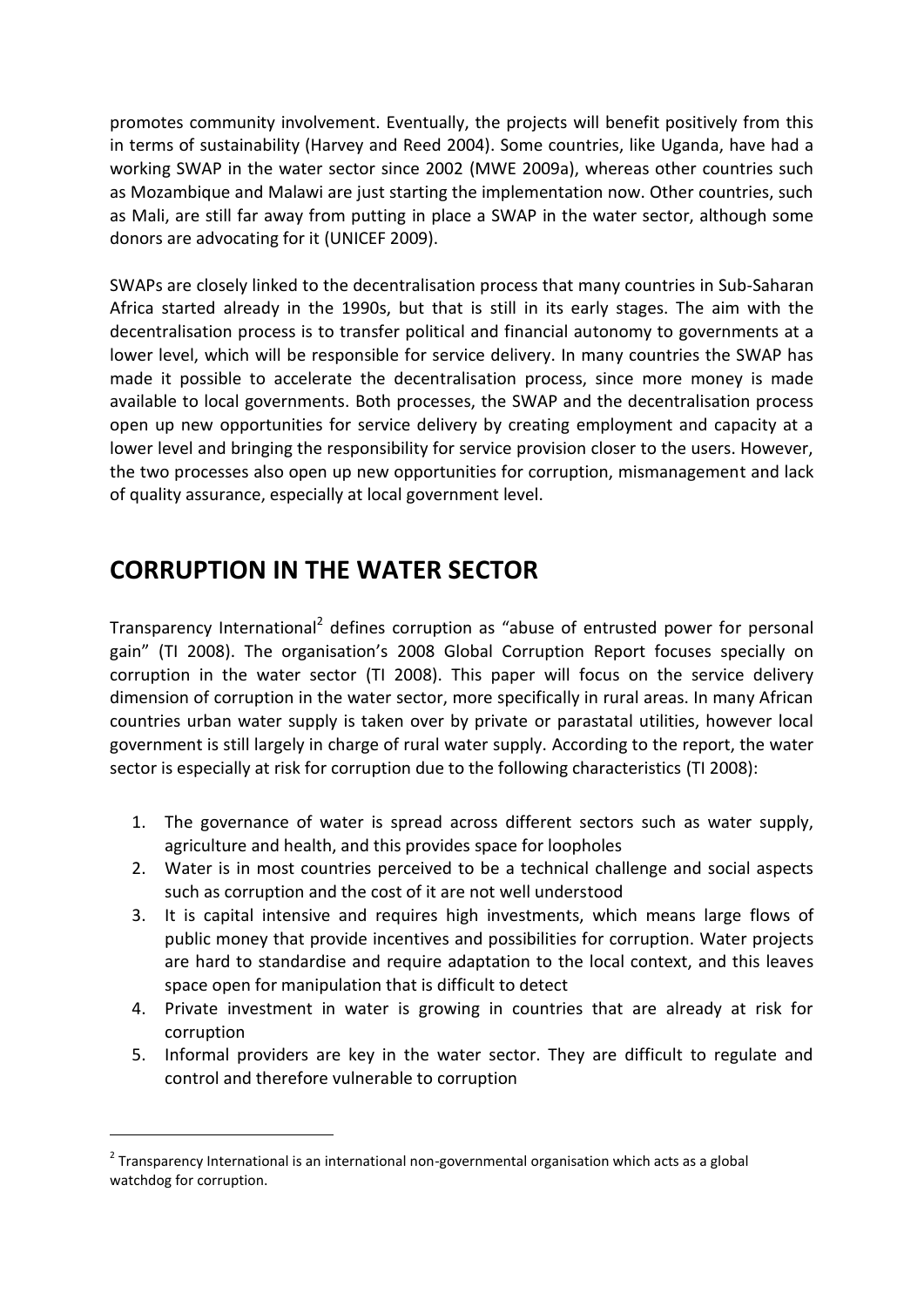promotes community involvement. Eventually, the projects will benefit positively from this in terms of sustainability (Harvey and Reed 2004). Some countries, like Uganda, have had a working SWAP in the water sector since 2002 (MWE 2009a), whereas other countries such as Mozambique and Malawi are just starting the implementation now. Other countries, such as Mali, are still far away from putting in place a SWAP in the water sector, although some donors are advocating for it (UNICEF 2009).

SWAPs are closely linked to the decentralisation process that many countries in Sub-Saharan Africa started already in the 1990s, but that is still in its early stages. The aim with the decentralisation process is to transfer political and financial autonomy to governments at a lower level, which will be responsible for service delivery. In many countries the SWAP has made it possible to accelerate the decentralisation process, since more money is made available to local governments. Both processes, the SWAP and the decentralisation process open up new opportunities for service delivery by creating employment and capacity at a lower level and bringing the responsibility for service provision closer to the users. However, the two processes also open up new opportunities for corruption, mismanagement and lack of quality assurance, especially at local government level.

## CORRUPTION IN THE WATER SECTOR

Transparency International[2] defines corruption as "abuse of entrusted power for personal gain" (TI 2008). The organisation's 2008 Global Corruption Report focuses specially on corruption in the water sector (TI 2008). This paper will focus on the service delivery dimension of corruption in the water sector, more specifically in rural areas. In many African countries urban water supply is taken over by private or parastatal utilities, however local government is still largely in charge of rural water supply. According to the report, the water sector is especially at risk for corruption due to the following characteristics (TI 2008):

1. The governance of water is spread across different sectors such as water supply, agriculture and health, and this provides space for loopholes
2. Water is in most countries perceived to be a technical challenge and social aspects such as corruption and the cost of it are not well understood
3. It is capital intensive and requires high investments, which means large flows of public money that provide incentives and possibilities for corruption. Water projects are hard to standardise and require adaptation to the local context, and this leaves space open for manipulation that is difficult to detect
4. Private investment in water is growing in countries that are already at risk for corruption
5. Informal providers are key in the water sector. They are difficult to regulate and control and therefore vulnerable to corruption

[2] Transparency International is an international non-governmental organisation which acts as a global watchdog for corruption.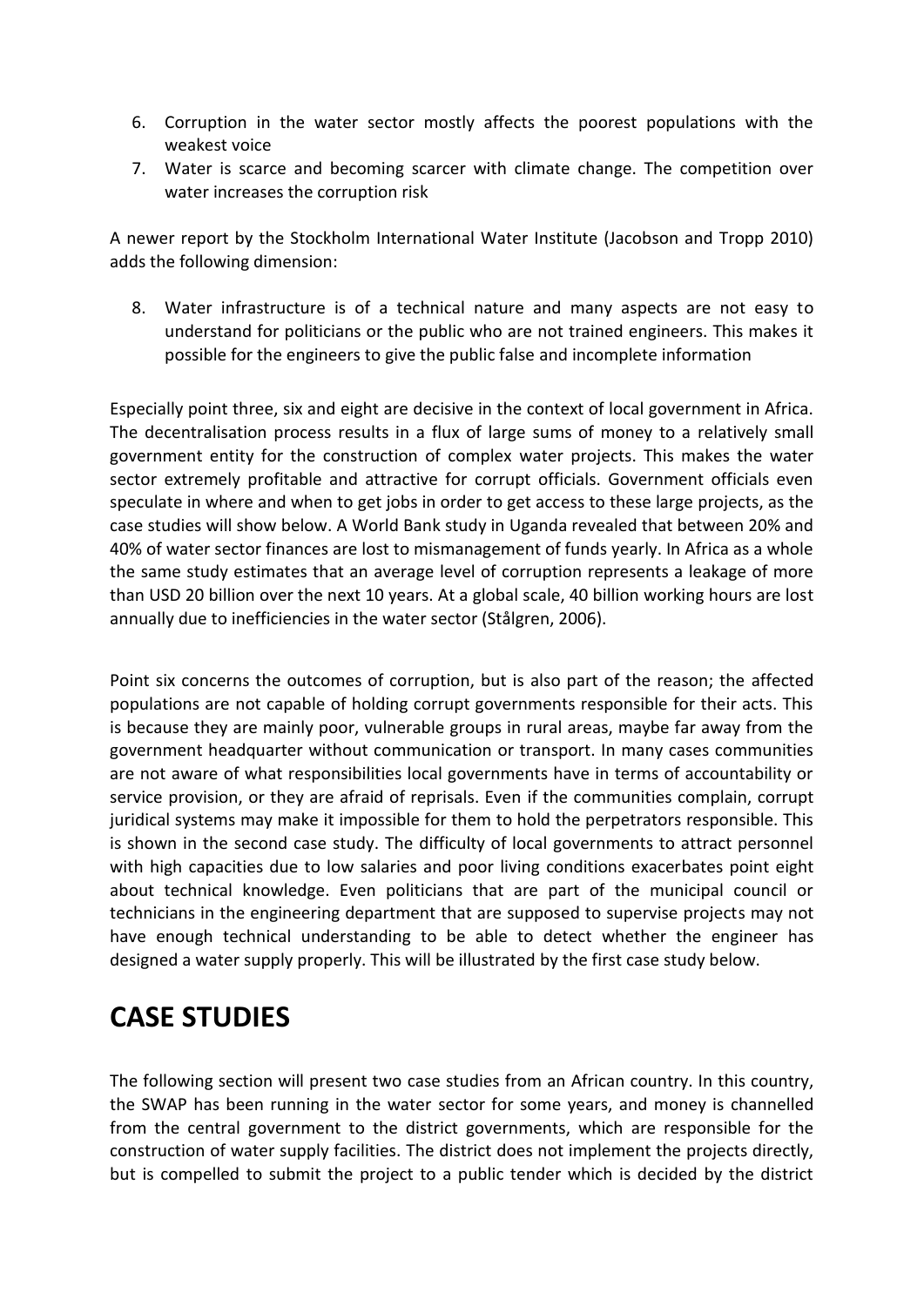6. Corruption in the water sector mostly affects the poorest populations with the weakest voice
7. Water is scarce and becoming scarcer with climate change. The competition over water increases the corruption risk

A newer report by the Stockholm International Water Institute (Jacobson and Tropp 2010) adds the following dimension:

8. Water infrastructure is of a technical nature and many aspects are not easy to understand for politicians or the public who are not trained engineers. This makes it possible for the engineers to give the public false and incomplete information

Especially point three, six and eight are decisive in the context of local government in Africa. The decentralisation process results in a flux of large sums of money to a relatively small government entity for the construction of complex water projects. This makes the water sector extremely profitable and attractive for corrupt officials. Government officials even speculate in where and when to get jobs in order to get access to these large projects, as the case studies will show below. A World Bank study in Uganda revealed that between 20% and 40% of water sector finances are lost to mismanagement of funds yearly. In Africa as a whole the same study estimates that an average level of corruption represents a leakage of more than USD 20 billion over the next 10 years. At a global scale, 40 billion working hours are lost annually due to inefficiencies in the water sector (Stålgren, 2006).

Point six concerns the outcomes of corruption, but is also part of the reason; the affected populations are not capable of holding corrupt governments responsible for their acts. This is because they are mainly poor, vulnerable groups in rural areas, maybe far away from the government headquarter without communication or transport. In many cases communities are not aware of what responsibilities local governments have in terms of accountability or service provision, or they are afraid of reprisals. Even if the communities complain, corrupt juridical systems may make it impossible for them to hold the perpetrators responsible. This is shown in the second case study. The difficulty of local governments to attract personnel with high capacities due to low salaries and poor living conditions exacerbates point eight about technical knowledge. Even politicians that are part of the municipal council or technicians in the engineering department that are supposed to supervise projects may not have enough technical understanding to be able to detect whether the engineer has designed a water supply properly. This will be illustrated by the first case study below.

# CASE STUDIES

The following section will present two case studies from an African country. In this country, the SWAP has been running in the water sector for some years, and money is channelled from the central government to the district governments, which are responsible for the construction of water supply facilities. The district does not implement the projects directly, but is compelled to submit the project to a public tender which is decided by the district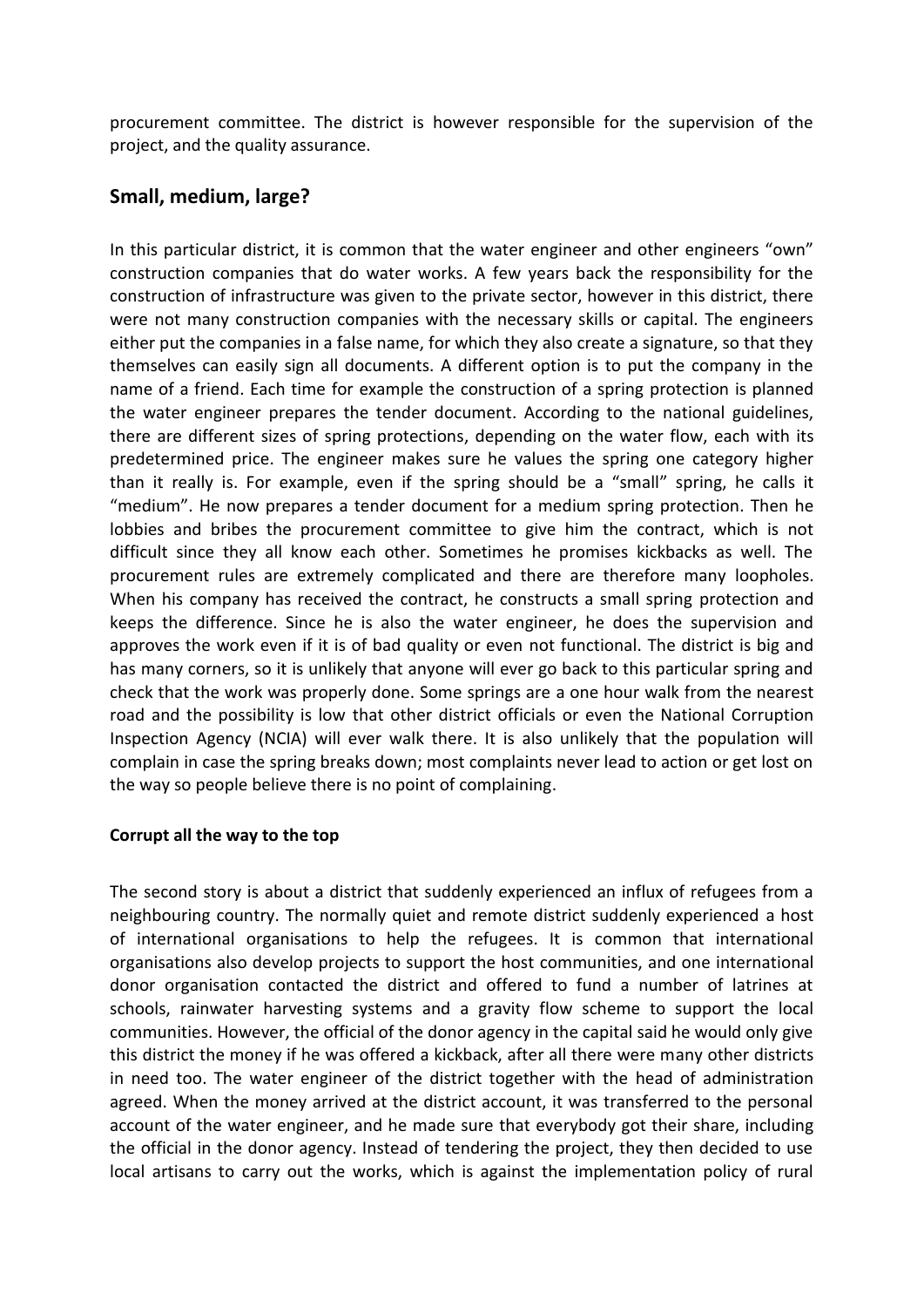procurement committee. The district is however responsible for the supervision of the project, and the quality assurance.

## Small, medium, large?

In this particular district, it is common that the water engineer and other engineers "own" construction companies that do water works. A few years back the responsibility for the construction of infrastructure was given to the private sector, however in this district, there were not many construction companies with the necessary skills or capital. The engineers either put the companies in a false name, for which they also create a signature, so that they themselves can easily sign all documents. A different option is to put the company in the name of a friend. Each time for example the construction of a spring protection is planned the water engineer prepares the tender document. According to the national guidelines, there are different sizes of spring protections, depending on the water flow, each with its predetermined price. The engineer makes sure he values the spring one category higher than it really is. For example, even if the spring should be a "small" spring, he calls it "medium". He now prepares a tender document for a medium spring protection. Then he lobbies and bribes the procurement committee to give him the contract, which is not difficult since they all know each other. Sometimes he promises kickbacks as well. The procurement rules are extremely complicated and there are therefore many loopholes. When his company has received the contract, he constructs a small spring protection and keeps the difference. Since he is also the water engineer, he does the supervision and approves the work even if it is of bad quality or even not functional. The district is big and has many corners, so it is unlikely that anyone will ever go back to this particular spring and check that the work was properly done. Some springs are a one hour walk from the nearest road and the possibility is low that other district officials or even the National Corruption Inspection Agency (NCIA) will ever walk there. It is also unlikely that the population will complain in case the spring breaks down; most complaints never lead to action or get lost on the way so people believe there is no point of complaining.

### Corrupt all the way to the top

The second story is about a district that suddenly experienced an influx of refugees from a neighbouring country. The normally quiet and remote district suddenly experienced a host of international organisations to help the refugees. It is common that international organisations also develop projects to support the host communities, and one international donor organisation contacted the district and offered to fund a number of latrines at schools, rainwater harvesting systems and a gravity flow scheme to support the local communities. However, the official of the donor agency in the capital said he would only give this district the money if he was offered a kickback, after all there were many other districts in need too. The water engineer of the district together with the head of administration agreed. When the money arrived at the district account, it was transferred to the personal account of the water engineer, and he made sure that everybody got their share, including the official in the donor agency. Instead of tendering the project, they then decided to use local artisans to carry out the works, which is against the implementation policy of rural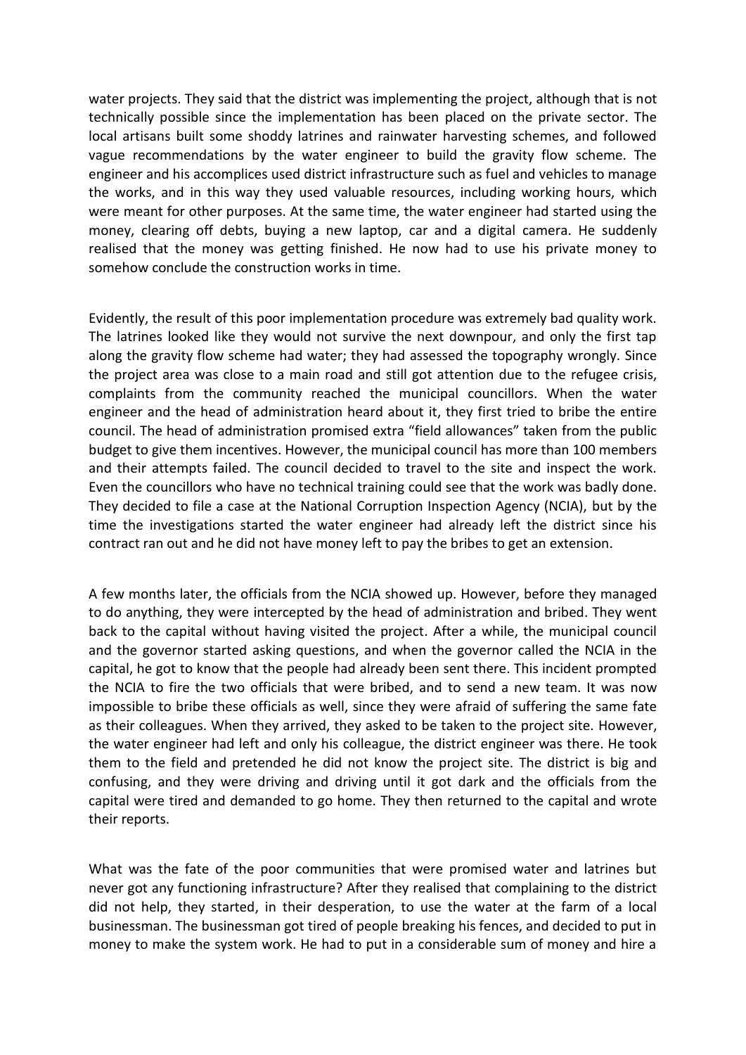water projects. They said that the district was implementing the project, although that is not technically possible since the implementation has been placed on the private sector. The local artisans built some shoddy latrines and rainwater harvesting schemes, and followed vague recommendations by the water engineer to build the gravity flow scheme. The engineer and his accomplices used district infrastructure such as fuel and vehicles to manage the works, and in this way they used valuable resources, including working hours, which were meant for other purposes. At the same time, the water engineer had started using the money, clearing off debts, buying a new laptop, car and a digital camera. He suddenly realised that the money was getting finished. He now had to use his private money to somehow conclude the construction works in time.

Evidently, the result of this poor implementation procedure was extremely bad quality work. The latrines looked like they would not survive the next downpour, and only the first tap along the gravity flow scheme had water; they had assessed the topography wrongly. Since the project area was close to a main road and still got attention due to the refugee crisis, complaints from the community reached the municipal councillors. When the water engineer and the head of administration heard about it, they first tried to bribe the entire council. The head of administration promised extra "field allowances" taken from the public budget to give them incentives. However, the municipal council has more than 100 members and their attempts failed. The council decided to travel to the site and inspect the work. Even the councillors who have no technical training could see that the work was badly done. They decided to file a case at the National Corruption Inspection Agency (NCIA), but by the time the investigations started the water engineer had already left the district since his contract ran out and he did not have money left to pay the bribes to get an extension.

A few months later, the officials from the NCIA showed up. However, before they managed to do anything, they were intercepted by the head of administration and bribed. They went back to the capital without having visited the project. After a while, the municipal council and the governor started asking questions, and when the governor called the NCIA in the capital, he got to know that the people had already been sent there. This incident prompted the NCIA to fire the two officials that were bribed, and to send a new team. It was now impossible to bribe these officials as well, since they were afraid of suffering the same fate as their colleagues. When they arrived, they asked to be taken to the project site. However, the water engineer had left and only his colleague, the district engineer was there. He took them to the field and pretended he did not know the project site. The district is big and confusing, and they were driving and driving until it got dark and the officials from the capital were tired and demanded to go home. They then returned to the capital and wrote their reports.

What was the fate of the poor communities that were promised water and latrines but never got any functioning infrastructure? After they realised that complaining to the district did not help, they started, in their desperation, to use the water at the farm of a local businessman. The businessman got tired of people breaking his fences, and decided to put in money to make the system work. He had to put in a considerable sum of money and hire a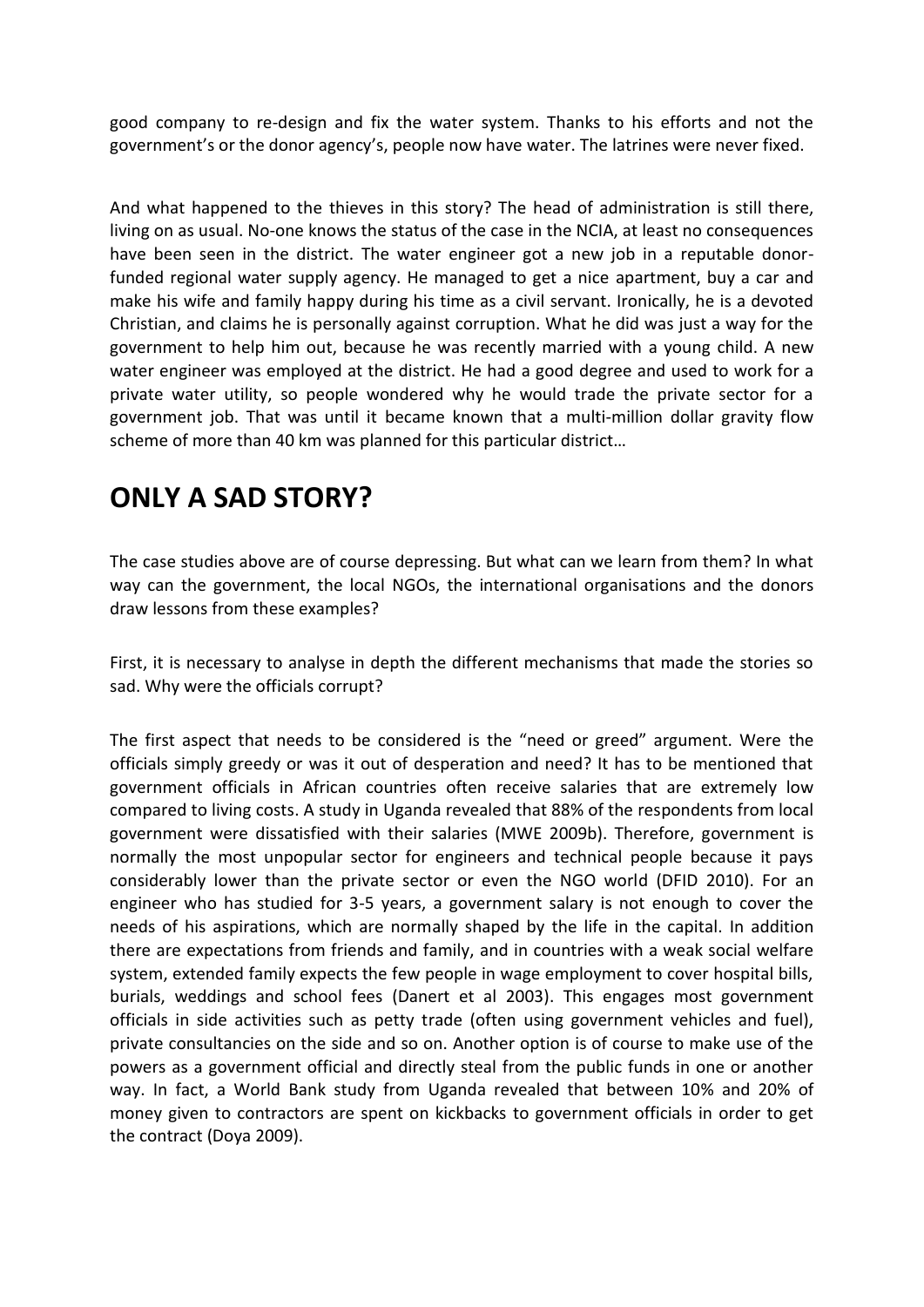good company to re-design and fix the water system. Thanks to his efforts and not the government's or the donor agency's, people now have water. The latrines were never fixed.

And what happened to the thieves in this story? The head of administration is still there, living on as usual. No-one knows the status of the case in the NCIA, at least no consequences have been seen in the district. The water engineer got a new job in a reputable donor-funded regional water supply agency. He managed to get a nice apartment, buy a car and make his wife and family happy during his time as a civil servant. Ironically, he is a devoted Christian, and claims he is personally against corruption. What he did was just a way for the government to help him out, because he was recently married with a young child. A new water engineer was employed at the district. He had a good degree and used to work for a private water utility, so people wondered why he would trade the private sector for a government job. That was until it became known that a multi-million dollar gravity flow scheme of more than 40 km was planned for this particular district…

# ONLY A SAD STORY?

The case studies above are of course depressing. But what can we learn from them? In what way can the government, the local NGOs, the international organisations and the donors draw lessons from these examples?

First, it is necessary to analyse in depth the different mechanisms that made the stories so sad. Why were the officials corrupt?

The first aspect that needs to be considered is the "need or greed" argument. Were the officials simply greedy or was it out of desperation and need? It has to be mentioned that government officials in African countries often receive salaries that are extremely low compared to living costs. A study in Uganda revealed that 88% of the respondents from local government were dissatisfied with their salaries (MWE 2009b). Therefore, government is normally the most unpopular sector for engineers and technical people because it pays considerably lower than the private sector or even the NGO world (DFID 2010). For an engineer who has studied for 3-5 years, a government salary is not enough to cover the needs of his aspirations, which are normally shaped by the life in the capital. In addition there are expectations from friends and family, and in countries with a weak social welfare system, extended family expects the few people in wage employment to cover hospital bills, burials, weddings and school fees (Danert et al 2003). This engages most government officials in side activities such as petty trade (often using government vehicles and fuel), private consultancies on the side and so on. Another option is of course to make use of the powers as a government official and directly steal from the public funds in one or another way. In fact, a World Bank study from Uganda revealed that between 10% and 20% of money given to contractors are spent on kickbacks to government officials in order to get the contract (Doya 2009).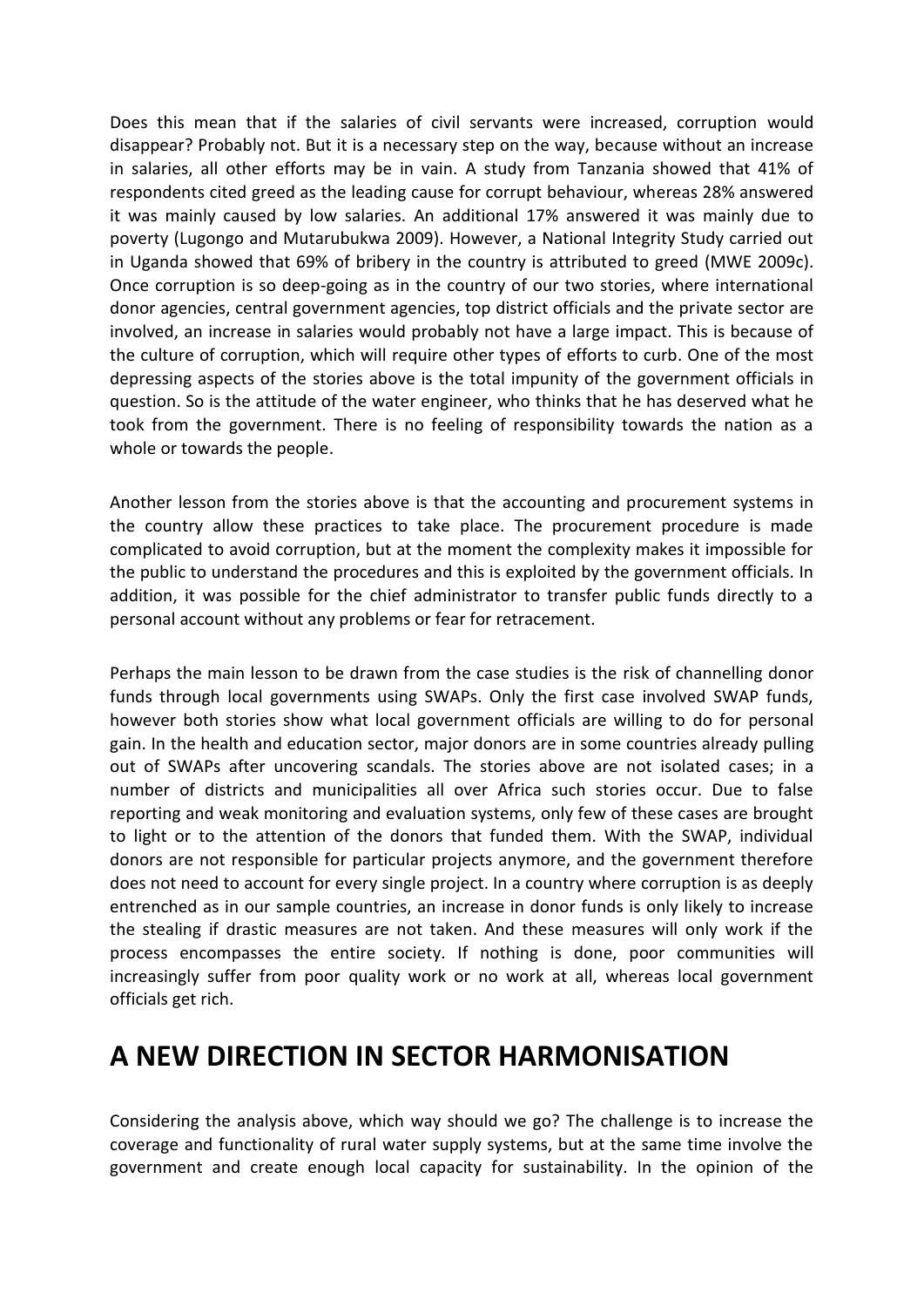Does this mean that if the salaries of civil servants were increased, corruption would disappear? Probably not. But it is a necessary step on the way, because without an increase in salaries, all other efforts may be in vain. A study from Tanzania showed that 41% of respondents cited greed as the leading cause for corrupt behaviour, whereas 28% answered it was mainly caused by low salaries. An additional 17% answered it was mainly due to poverty (Lugongo and Mutarubukwa 2009). However, a National Integrity Study carried out in Uganda showed that 69% of bribery in the country is attributed to greed (MWE 2009c). Once corruption is so deep-going as in the country of our two stories, where international donor agencies, central government agencies, top district officials and the private sector are involved, an increase in salaries would probably not have a large impact. This is because of the culture of corruption, which will require other types of efforts to curb. One of the most depressing aspects of the stories above is the total impunity of the government officials in question. So is the attitude of the water engineer, who thinks that he has deserved what he took from the government. There is no feeling of responsibility towards the nation as a whole or towards the people.

Another lesson from the stories above is that the accounting and procurement systems in the country allow these practices to take place. The procurement procedure is made complicated to avoid corruption, but at the moment the complexity makes it impossible for the public to understand the procedures and this is exploited by the government officials. In addition, it was possible for the chief administrator to transfer public funds directly to a personal account without any problems or fear for retracement.

Perhaps the main lesson to be drawn from the case studies is the risk of channelling donor funds through local governments using SWAPs. Only the first case involved SWAP funds, however both stories show what local government officials are willing to do for personal gain. In the health and education sector, major donors are in some countries already pulling out of SWAPs after uncovering scandals. The stories above are not isolated cases; in a number of districts and municipalities all over Africa such stories occur. Due to false reporting and weak monitoring and evaluation systems, only few of these cases are brought to light or to the attention of the donors that funded them. With the SWAP, individual donors are not responsible for particular projects anymore, and the government therefore does not need to account for every single project. In a country where corruption is as deeply entrenched as in our sample countries, an increase in donor funds is only likely to increase the stealing if drastic measures are not taken. And these measures will only work if the process encompasses the entire society. If nothing is done, poor communities will increasingly suffer from poor quality work or no work at all, whereas local government officials get rich.

# A NEW DIRECTION IN SECTOR HARMONISATION

Considering the analysis above, which way should we go? The challenge is to increase the coverage and functionality of rural water supply systems, but at the same time involve the government and create enough local capacity for sustainability. In the opinion of the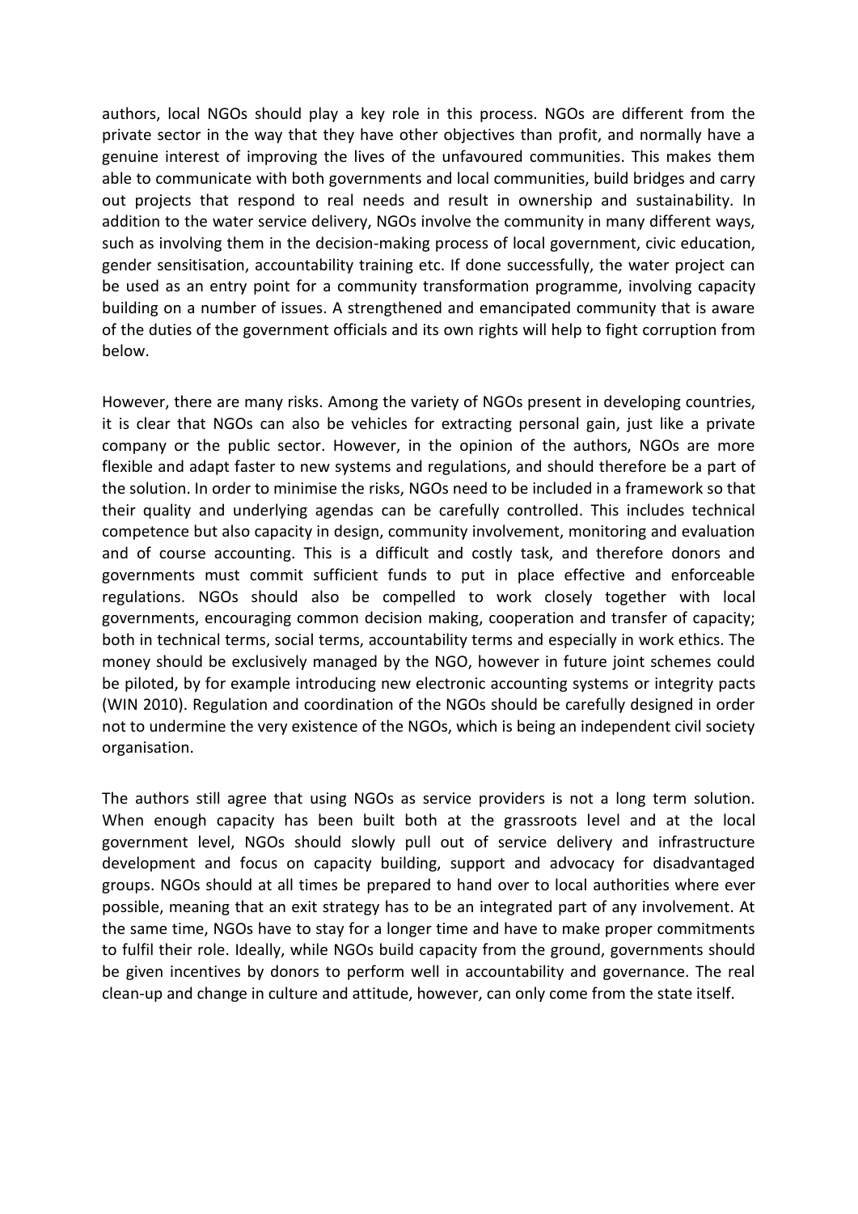authors, local NGOs should play a key role in this process. NGOs are different from the private sector in the way that they have other objectives than profit, and normally have a genuine interest of improving the lives of the unfavoured communities. This makes them able to communicate with both governments and local communities, build bridges and carry out projects that respond to real needs and result in ownership and sustainability. In addition to the water service delivery, NGOs involve the community in many different ways, such as involving them in the decision-making process of local government, civic education, gender sensitisation, accountability training etc. If done successfully, the water project can be used as an entry point for a community transformation programme, involving capacity building on a number of issues. A strengthened and emancipated community that is aware of the duties of the government officials and its own rights will help to fight corruption from below.

However, there are many risks. Among the variety of NGOs present in developing countries, it is clear that NGOs can also be vehicles for extracting personal gain, just like a private company or the public sector. However, in the opinion of the authors, NGOs are more flexible and adapt faster to new systems and regulations, and should therefore be a part of the solution. In order to minimise the risks, NGOs need to be included in a framework so that their quality and underlying agendas can be carefully controlled. This includes technical competence but also capacity in design, community involvement, monitoring and evaluation and of course accounting. This is a difficult and costly task, and therefore donors and governments must commit sufficient funds to put in place effective and enforceable regulations. NGOs should also be compelled to work closely together with local governments, encouraging common decision making, cooperation and transfer of capacity; both in technical terms, social terms, accountability terms and especially in work ethics. The money should be exclusively managed by the NGO, however in future joint schemes could be piloted, by for example introducing new electronic accounting systems or integrity pacts (WIN 2010). Regulation and coordination of the NGOs should be carefully designed in order not to undermine the very existence of the NGOs, which is being an independent civil society organisation.

The authors still agree that using NGOs as service providers is not a long term solution. When enough capacity has been built both at the grassroots level and at the local government level, NGOs should slowly pull out of service delivery and infrastructure development and focus on capacity building, support and advocacy for disadvantaged groups. NGOs should at all times be prepared to hand over to local authorities where ever possible, meaning that an exit strategy has to be an integrated part of any involvement. At the same time, NGOs have to stay for a longer time and have to make proper commitments to fulfil their role. Ideally, while NGOs build capacity from the ground, governments should be given incentives by donors to perform well in accountability and governance. The real clean-up and change in culture and attitude, however, can only come from the state itself.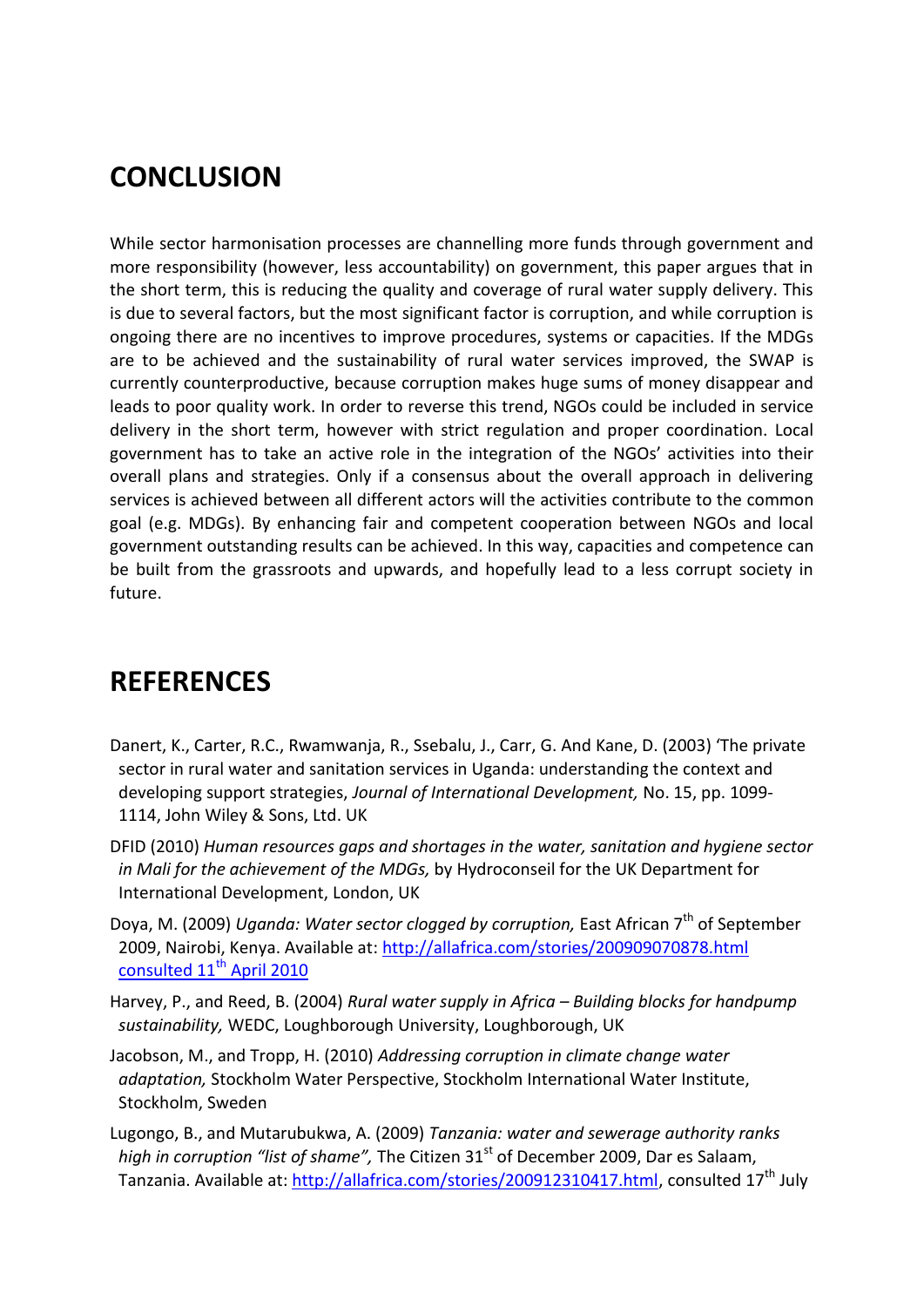## CONCLUSION

While sector harmonisation processes are channelling more funds through government and more responsibility (however, less accountability) on government, this paper argues that in the short term, this is reducing the quality and coverage of rural water supply delivery. This is due to several factors, but the most significant factor is corruption, and while corruption is ongoing there are no incentives to improve procedures, systems or capacities. If the MDGs are to be achieved and the sustainability of rural water services improved, the SWAP is currently counterproductive, because corruption makes huge sums of money disappear and leads to poor quality work. In order to reverse this trend, NGOs could be included in service delivery in the short term, however with strict regulation and proper coordination. Local government has to take an active role in the integration of the NGOs' activities into their overall plans and strategies. Only if a consensus about the overall approach in delivering services is achieved between all different actors will the activities contribute to the common goal (e.g. MDGs). By enhancing fair and competent cooperation between NGOs and local government outstanding results can be achieved. In this way, capacities and competence can be built from the grassroots and upwards, and hopefully lead to a less corrupt society in future.

## REFERENCES

Danert, K., Carter, R.C., Rwamwanja, R., Ssebalu, J., Carr, G. And Kane, D. (2003) 'The private sector in rural water and sanitation services in Uganda: understanding the context and developing support strategies, *Journal of International Development,* No. 15, pp. 1099-1114, John Wiley & Sons, Ltd. UK

DFID (2010) *Human resources gaps and shortages in the water, sanitation and hygiene sector in Mali for the achievement of the MDGs,* by Hydroconseil for the UK Department for International Development, London, UK

Doya, M. (2009) *Uganda: Water sector clogged by corruption,* East African 7th of September 2009, Nairobi, Kenya. Available at: http://allafrica.com/stories/200909070878.html consulted 11th April 2010

Harvey, P., and Reed, B. (2004) *Rural water supply in Africa – Building blocks for handpump sustainability,* WEDC, Loughborough University, Loughborough, UK

Jacobson, M., and Tropp, H. (2010) *Addressing corruption in climate change water adaptation,* Stockholm Water Perspective, Stockholm International Water Institute, Stockholm, Sweden

Lugongo, B., and Mutarubukwa, A. (2009) *Tanzania: water and sewerage authority ranks high in corruption "list of shame",* The Citizen 31st of December 2009, Dar es Salaam, Tanzania. Available at: http://allafrica.com/stories/200912310417.html, consulted 17th July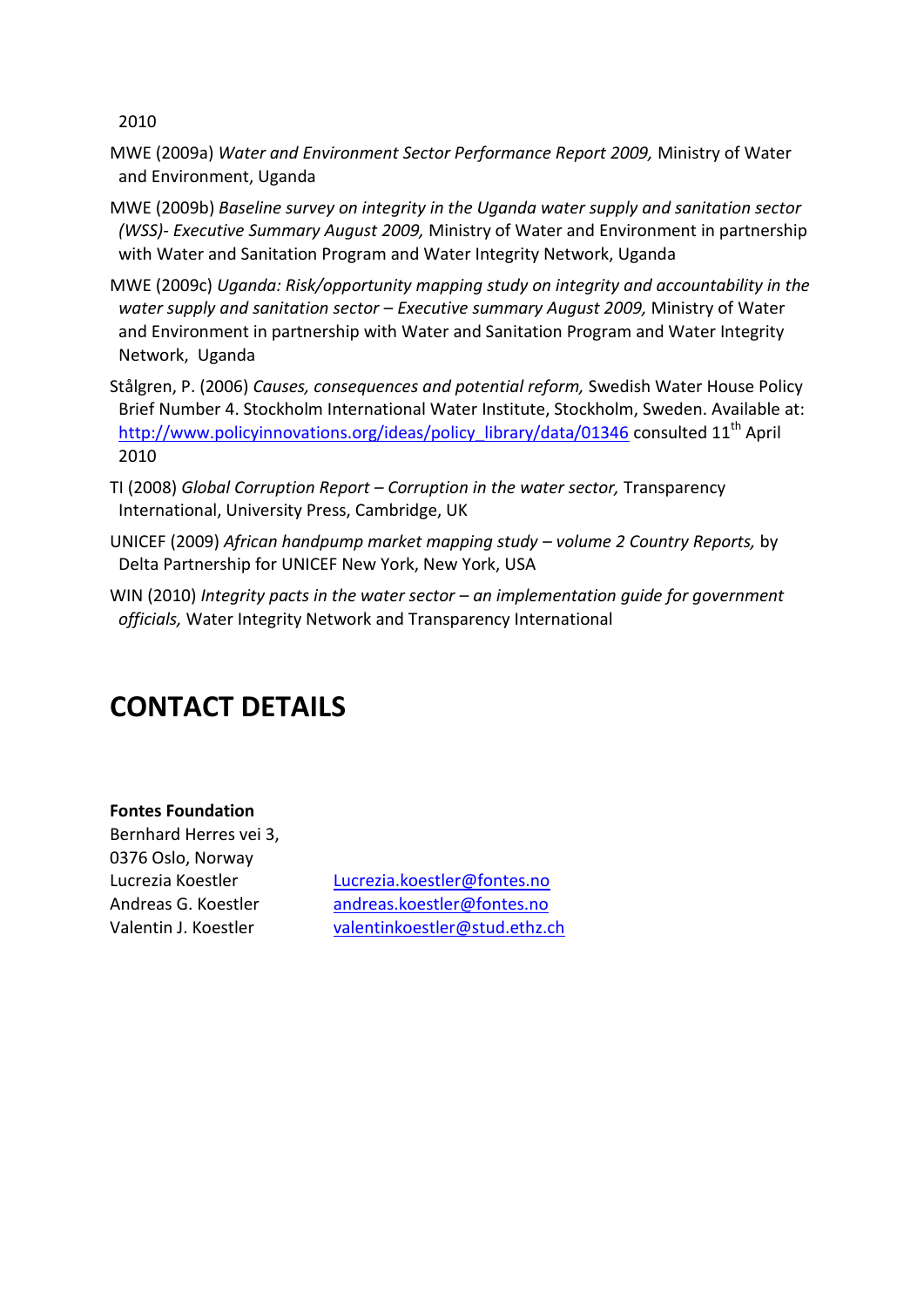2010

MWE (2009a) *Water and Environment Sector Performance Report 2009,* Ministry of Water and Environment, Uganda

MWE (2009b) *Baseline survey on integrity in the Uganda water supply and sanitation sector (WSS)- Executive Summary August 2009,* Ministry of Water and Environment in partnership with Water and Sanitation Program and Water Integrity Network, Uganda

MWE (2009c) *Uganda: Risk/opportunity mapping study on integrity and accountability in the water supply and sanitation sector – Executive summary August 2009,* Ministry of Water and Environment in partnership with Water and Sanitation Program and Water Integrity Network, Uganda

Stålgren, P. (2006) *Causes, consequences and potential reform,* Swedish Water House Policy Brief Number 4. Stockholm International Water Institute, Stockholm, Sweden. Available at: http://www.policyinnovations.org/ideas/policy_library/data/01346 consulted 11th April 2010

TI (2008) *Global Corruption Report – Corruption in the water sector,* Transparency International, University Press, Cambridge, UK

UNICEF (2009) *African handpump market mapping study – volume 2 Country Reports,* by Delta Partnership for UNICEF New York, New York, USA

WIN (2010) *Integrity pacts in the water sector – an implementation guide for government officials,* Water Integrity Network and Transparency International

# CONTACT DETAILS

**Fontes Foundation**
Bernhard Herres vei 3,
0376 Oslo, Norway

| | |
|---|---|
| Lucrezia Koestler | Lucrezia.koestler@fontes.no |
| Andreas G. Koestler | andreas.koestler@fontes.no |
| Valentin J. Koestler | valentinkoestler@stud.ethz.ch |